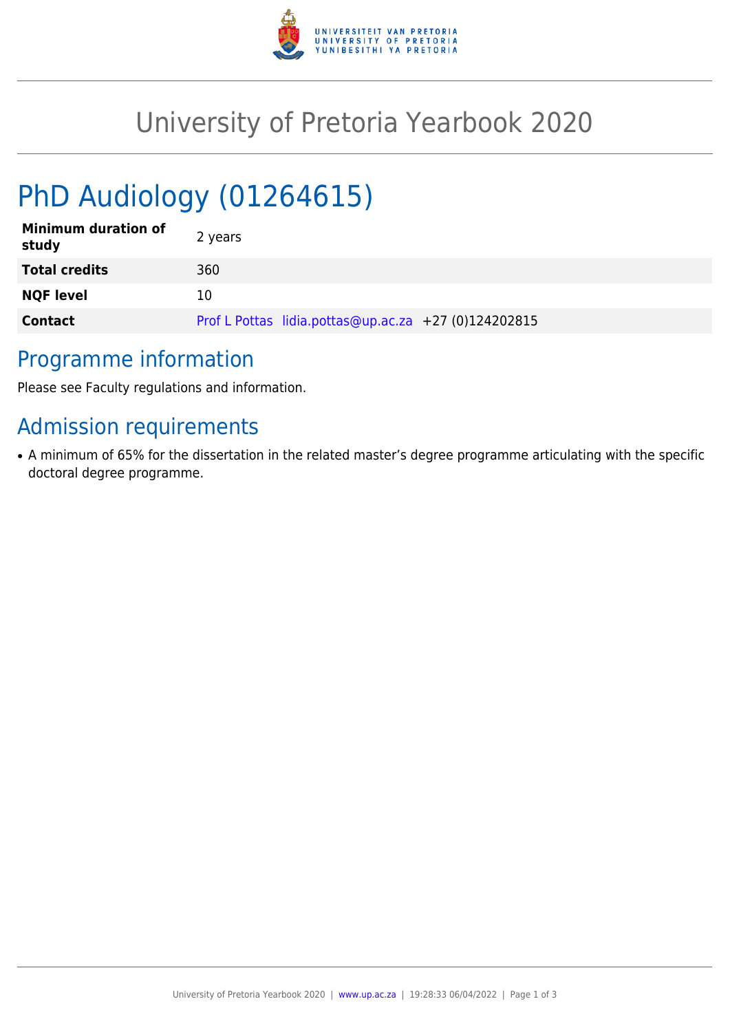# University of Pretoria Yearbook 2020

## PhD Audiology (01264615)

| | |
|---|---|
| **Minimum duration of study** | 2 years |
| **Total credits** | 360 |
| **NQF level** | 10 |
| **Contact** | Prof L Pottas lidia.pottas@up.ac.za +27 (0)124202815 |

## Programme information

Please see Faculty regulations and information.

## Admission requirements

- A minimum of 65% for the dissertation in the related master's degree programme articulating with the specific doctoral degree programme.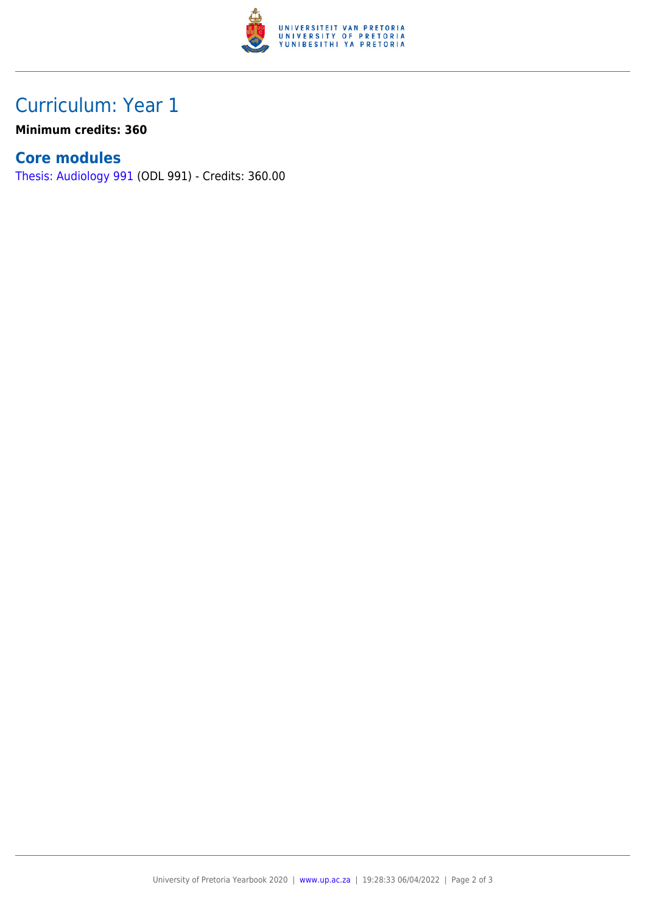# Curriculum: Year 1

**Minimum credits: 360**

## Core modules

Thesis: Audiology 991 (ODL 991) - Credits: 360.00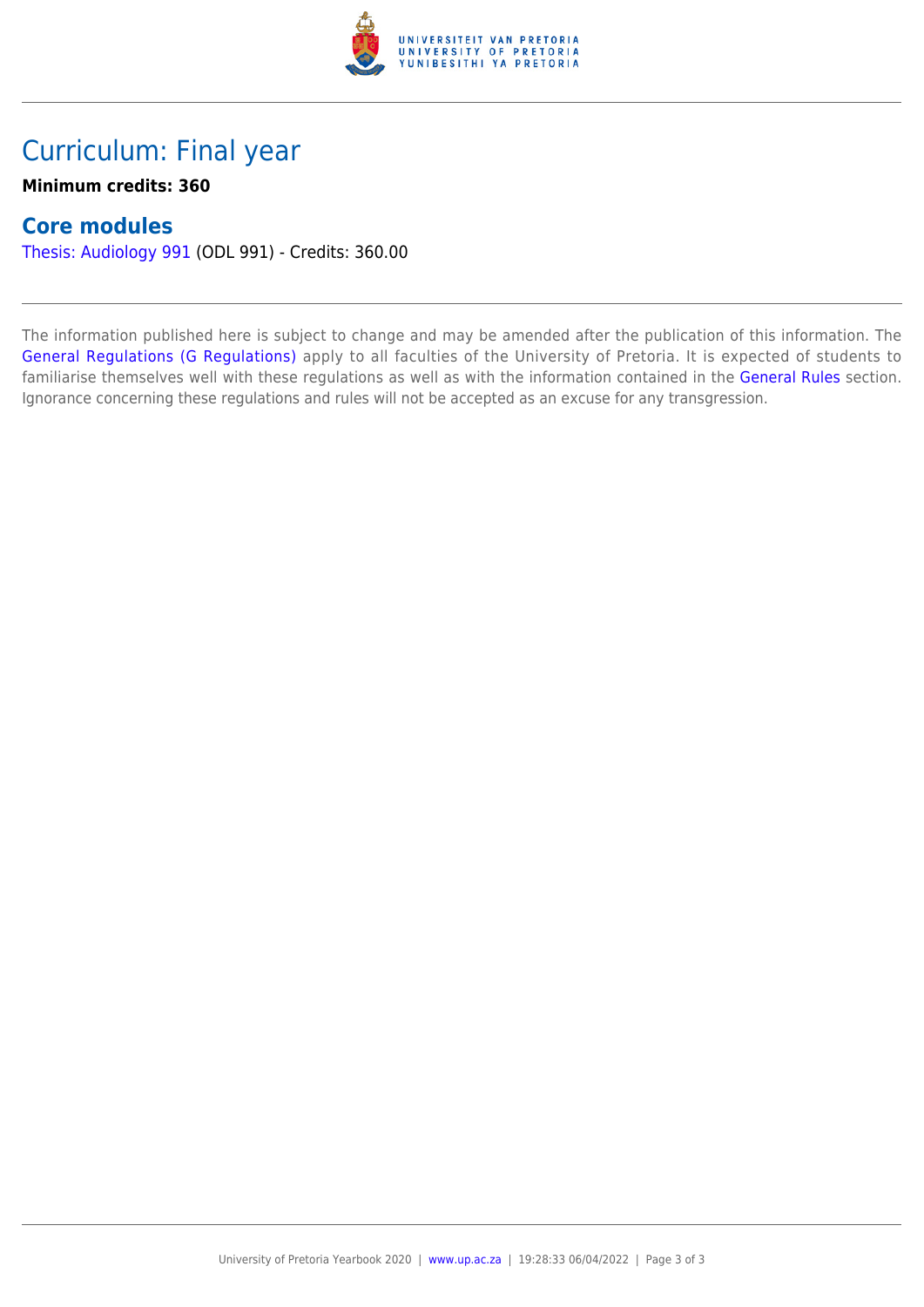## Curriculum: Final year

**Minimum credits: 360**

### Core modules

Thesis: Audiology 991 (ODL 991) - Credits: 360.00

The information published here is subject to change and may be amended after the publication of this information. The General Regulations (G Regulations) apply to all faculties of the University of Pretoria. It is expected of students to familiarise themselves well with these regulations as well as with the information contained in the General Rules section. Ignorance concerning these regulations and rules will not be accepted as an excuse for any transgression.